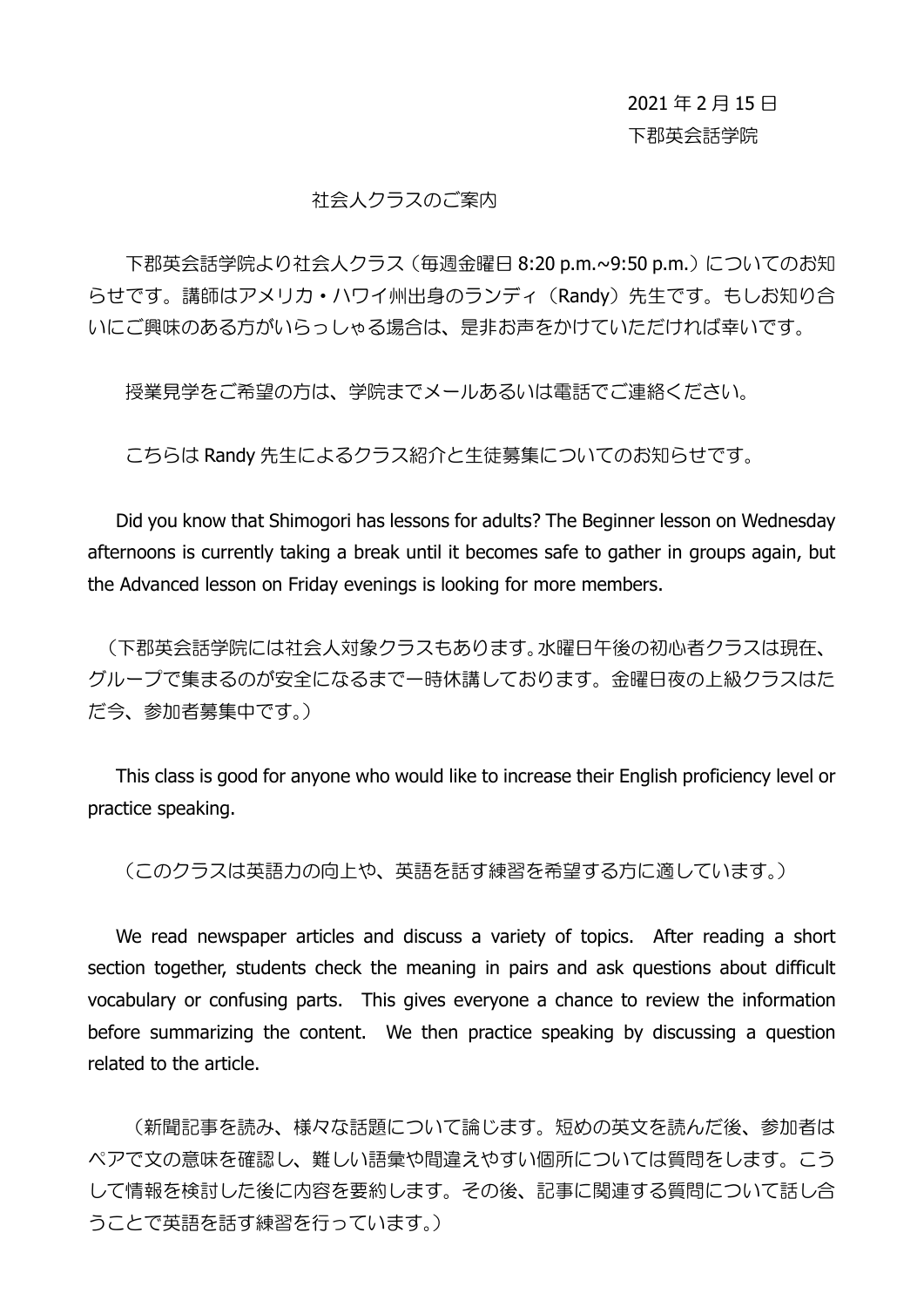2021 年 2 月 15 日
下郡英会話学院

# 社会人クラスのご案内

下郡英会話学院より社会人クラス（毎週金曜日 8:20 p.m.~9:50 p.m.）についてのお知らせです。講師はアメリカ・ハワイ州出身のランディ（Randy）先生です。もしお知り合いにご興味のある方がいらっしゃる場合は、是非お声をかけていただければ幸いです。

授業見学をご希望の方は、学院までメールあるいは電話でご連絡ください。

こちらは Randy 先生によるクラス紹介と生徒募集についてのお知らせです。

Did you know that Shimogori has lessons for adults? The Beginner lesson on Wednesday afternoons is currently taking a break until it becomes safe to gather in groups again, but the Advanced lesson on Friday evenings is looking for more members.

（下郡英会話学院には社会人対象クラスもあります。水曜日午後の初心者クラスは現在、グループで集まるのが安全になるまで一時休講しております。金曜日夜の上級クラスはただ今、参加者募集中です。）

This class is good for anyone who would like to increase their English proficiency level or practice speaking.

（このクラスは英語力の向上や、英語を話す練習を希望する方に適しています。）

We read newspaper articles and discuss a variety of topics. After reading a short section together, students check the meaning in pairs and ask questions about difficult vocabulary or confusing parts. This gives everyone a chance to review the information before summarizing the content. We then practice speaking by discussing a question related to the article.

（新聞記事を読み、様々な話題について論じます。短めの英文を読んだ後、参加者はペアで文の意味を確認し、難しい語彙や間違えやすい個所については質問をします。こうして情報を検討した後に内容を要約します。その後、記事に関連する質問について話し合うことで英語を話す練習を行っています。）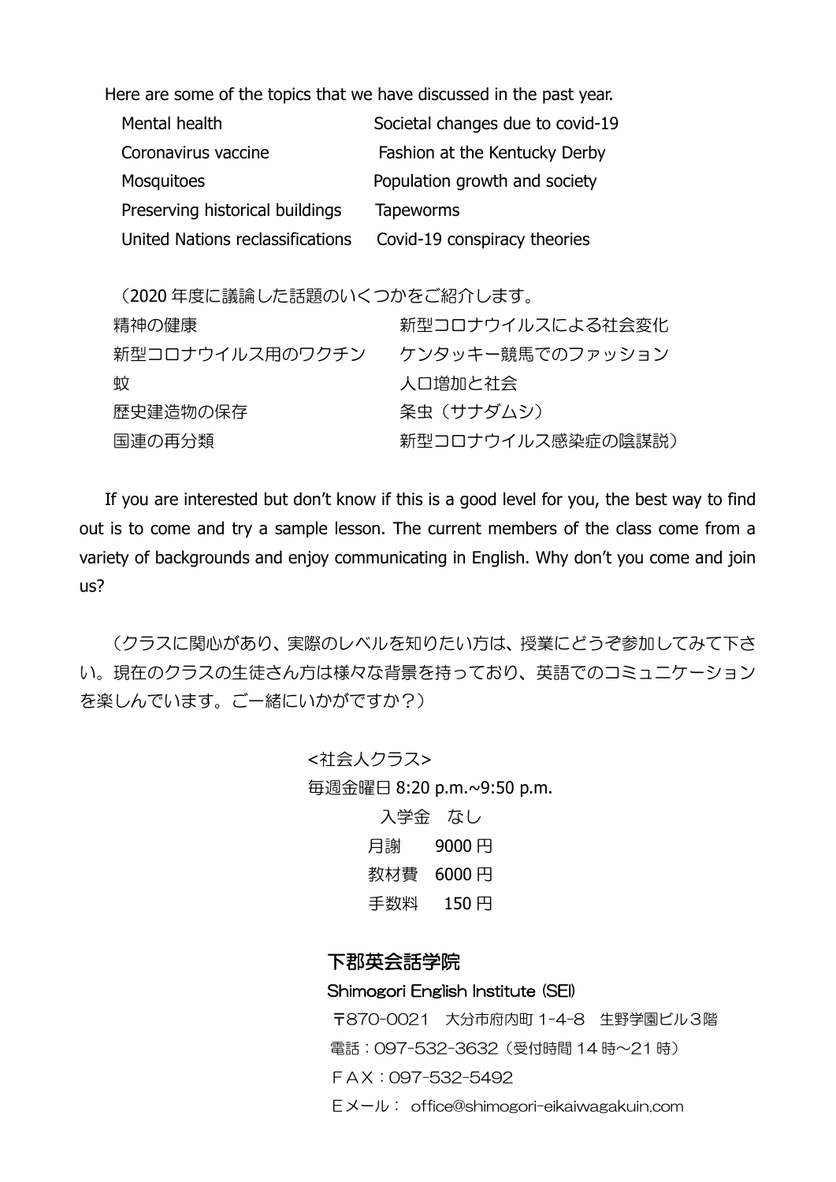Here are some of the topics that we have discussed in the past year.

| | |
|---|---|
| Mental health | Societal changes due to covid-19 |
| Coronavirus vaccine | Fashion at the Kentucky Derby |
| Mosquitoes | Population growth and society |
| Preserving historical buildings | Tapeworms |
| United Nations reclassifications | Covid-19 conspiracy theories |

（2020 年度に議論した話題のいくつかをご紹介します。

| | |
|---|---|
| 精神の健康 | 新型コロナウイルスによる社会変化 |
| 新型コロナウイルス用のワクチン | ケンタッキー競馬でのファッション |
| 蚊 | 人口増加と社会 |
| 歴史建造物の保存 | 条虫（サナダムシ） |
| 国連の再分類 | 新型コロナウイルス感染症の陰謀説） |

If you are interested but don't know if this is a good level for you, the best way to find out is to come and try a sample lesson. The current members of the class come from a variety of backgrounds and enjoy communicating in English. Why don't you come and join us?

（クラスに関心があり、実際のレベルを知りたい方は、授業にどうぞ参加してみて下さい。現在のクラスの生徒さん方は様々な背景を持っており、英語でのコミュニケーションを楽しんでいます。ご一緒にいかがですか？）

<社会人クラス>

毎週金曜日 8:20 p.m.~9:50 p.m.

入学金　なし

月謝　9000 円

教材費　6000 円

手数料　150 円

**下郡英会話学院**

**Shimogori English Institute (SEI)**

〒870-0021　大分市府内町 1-4-8　生野学園ビル３階

電話：097-532-3632（受付時間 14 時～21 時）

ＦＡＸ：097-532-5492

Ｅメール：office@shimogori-eikaiwagakuin.com